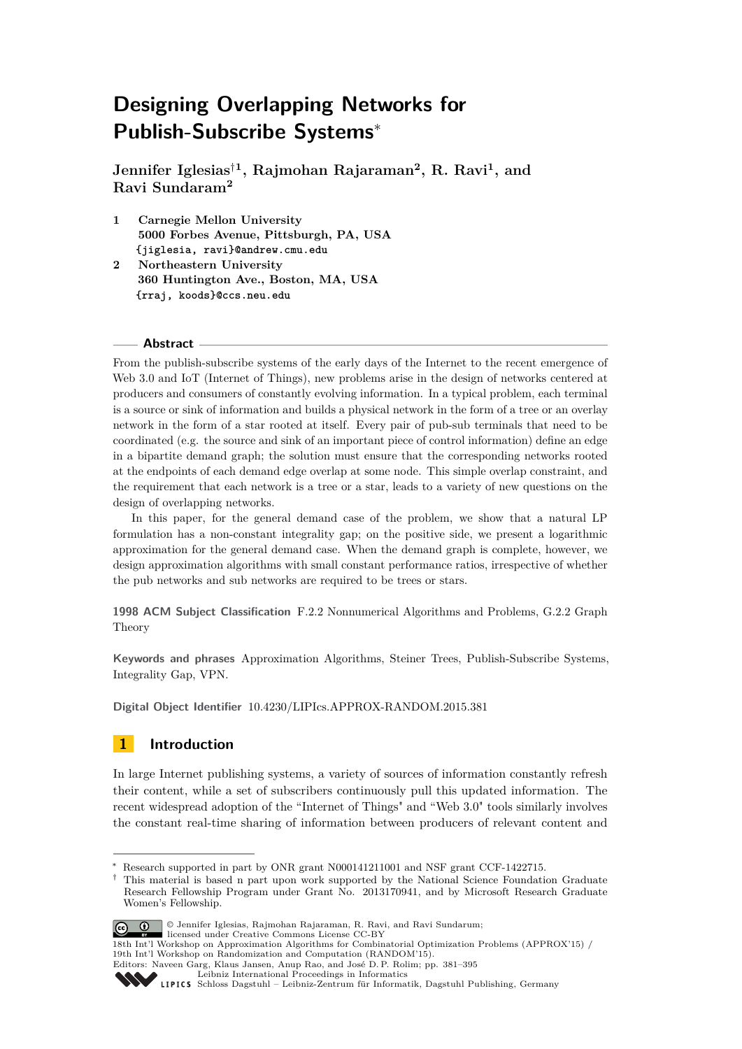# Designing Overlapping Networks for Publish-Subscribe Systems*

**Jennifer Iglesias[†1], Rajmohan Rajaraman[2], R. Ravi[1], and Ravi Sundaram[2]**

1 **Carnegie Mellon University**
**5000 Forbes Avenue, Pittsburgh, PA, USA**
`{jiglesia, ravi}@andrew.cmu.edu`

2 **Northeastern University**
**360 Huntington Ave., Boston, MA, USA**
`{rraj, koods}@ccs.neu.edu`

## Abstract

From the publish-subscribe systems of the early days of the Internet to the recent emergence of Web 3.0 and IoT (Internet of Things), new problems arise in the design of networks centered at producers and consumers of constantly evolving information. In a typical problem, each terminal is a source or sink of information and builds a physical network in the form of a tree or an overlay network in the form of a star rooted at itself. Every pair of pub-sub terminals that need to be coordinated (e.g. the source and sink of an important piece of control information) define an edge in a bipartite demand graph; the solution must ensure that the corresponding networks rooted at the endpoints of each demand edge overlap at some node. This simple overlap constraint, and the requirement that each network is a tree or a star, leads to a variety of new questions on the design of overlapping networks.

In this paper, for the general demand case of the problem, we show that a natural LP formulation has a non-constant integrality gap; on the positive side, we present a logarithmic approximation for the general demand case. When the demand graph is complete, however, we design approximation algorithms with small constant performance ratios, irrespective of whether the pub networks and sub networks are required to be trees or stars.

**1998 ACM Subject Classification** F.2.2 Nonnumerical Algorithms and Problems, G.2.2 Graph Theory

**Keywords and phrases** Approximation Algorithms, Steiner Trees, Publish-Subscribe Systems, Integrality Gap, VPN.

**Digital Object Identifier** 10.4230/LIPIcs.APPROX-RANDOM.2015.381

## 1 Introduction

In large Internet publishing systems, a variety of sources of information constantly refresh their content, while a set of subscribers continuously pull this updated information. The recent widespread adoption of the "Internet of Things" and "Web 3.0" tools similarly involves the constant real-time sharing of information between producers of relevant content and

---

* Research supported in part by ONR grant N000141211001 and NSF grant CCF-1422715.

† This material is based n part upon work supported by the National Science Foundation Graduate Research Fellowship Program under Grant No. 2013170941, and by Microsoft Research Graduate Women's Fellowship.

© Jennifer Iglesias, Rajmohan Rajaraman, R. Ravi, and Ravi Sundaram; licensed under Creative Commons License CC-BY
18th Int'l Workshop on Approximation Algorithms for Combinatorial Optimization Problems (APPROX'15) / 19th Int'l Workshop on Randomization and Computation (RANDOM'15).
Editors: Naveen Garg, Klaus Jansen, Anup Rao, and José D. P. Rolim; pp. 381–395
Leibniz International Proceedings in Informatics
Schloss Dagstuhl – Leibniz-Zentrum für Informatik, Dagstuhl Publishing, Germany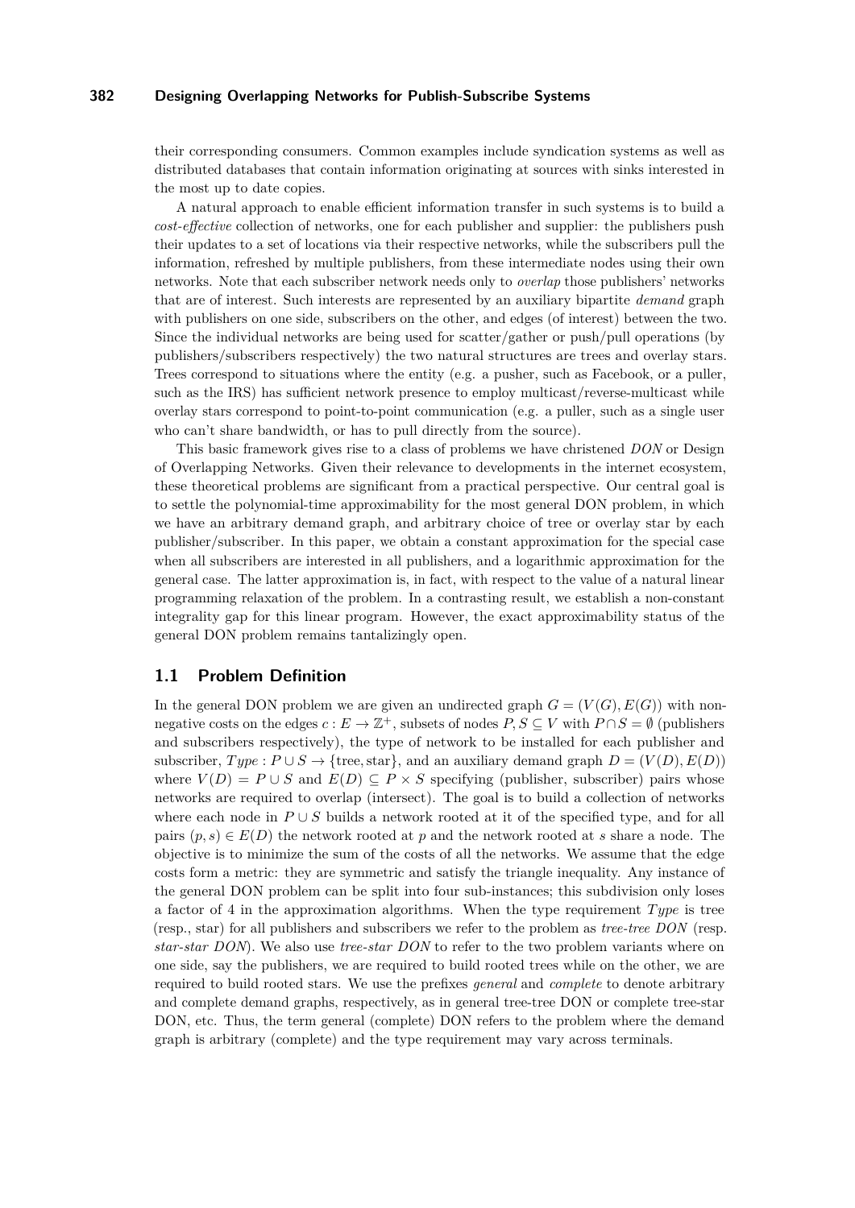their corresponding consumers. Common examples include syndication systems as well as distributed databases that contain information originating at sources with sinks interested in the most up to date copies.

A natural approach to enable efficient information transfer in such systems is to build a *cost-effective* collection of networks, one for each publisher and supplier: the publishers push their updates to a set of locations via their respective networks, while the subscribers pull the information, refreshed by multiple publishers, from these intermediate nodes using their own networks. Note that each subscriber network needs only to *overlap* those publishers' networks that are of interest. Such interests are represented by an auxiliary bipartite *demand* graph with publishers on one side, subscribers on the other, and edges (of interest) between the two. Since the individual networks are being used for scatter/gather or push/pull operations (by publishers/subscribers respectively) the two natural structures are trees and overlay stars. Trees correspond to situations where the entity (e.g. a pusher, such as Facebook, or a puller, such as the IRS) has sufficient network presence to employ multicast/reverse-multicast while overlay stars correspond to point-to-point communication (e.g. a puller, such as a single user who can't share bandwidth, or has to pull directly from the source).

This basic framework gives rise to a class of problems we have christened *DON* or Design of Overlapping Networks. Given their relevance to developments in the internet ecosystem, these theoretical problems are significant from a practical perspective. Our central goal is to settle the polynomial-time approximability for the most general DON problem, in which we have an arbitrary demand graph, and arbitrary choice of tree or overlay star by each publisher/subscriber. In this paper, we obtain a constant approximation for the special case when all subscribers are interested in all publishers, and a logarithmic approximation for the general case. The latter approximation is, in fact, with respect to the value of a natural linear programming relaxation of the problem. In a contrasting result, we establish a non-constant integrality gap for this linear program. However, the exact approximability status of the general DON problem remains tantalizingly open.

## 1.1 Problem Definition

In the general DON problem we are given an undirected graph $G = (V(G), E(G))$ with non-negative costs on the edges $c : E \to \mathbb{Z}^+$, subsets of nodes $P, S \subseteq V$ with $P \cap S = \emptyset$ (publishers and subscribers respectively), the type of network to be installed for each publisher and subscriber, $Type : P \cup S \to \{\text{tree}, \text{star}\}$, and an auxiliary demand graph $D = (V(D), E(D))$ where $V(D) = P \cup S$ and $E(D) \subseteq P \times S$ specifying (publisher, subscriber) pairs whose networks are required to overlap (intersect). The goal is to build a collection of networks where each node in $P \cup S$ builds a network rooted at it of the specified type, and for all pairs $(p, s) \in E(D)$ the network rooted at $p$ and the network rooted at $s$ share a node. The objective is to minimize the sum of the costs of all the networks. We assume that the edge costs form a metric: they are symmetric and satisfy the triangle inequality. Any instance of the general DON problem can be split into four sub-instances; this subdivision only loses a factor of 4 in the approximation algorithms. When the type requirement $Type$ is tree (resp., star) for all publishers and subscribers we refer to the problem as *tree-tree DON* (resp. *star-star DON*). We also use *tree-star DON* to refer to the two problem variants where on one side, say the publishers, we are required to build rooted trees while on the other, we are required to build rooted stars. We use the prefixes *general* and *complete* to denote arbitrary and complete demand graphs, respectively, as in general tree-tree DON or complete tree-star DON, etc. Thus, the term general (complete) DON refers to the problem where the demand graph is arbitrary (complete) and the type requirement may vary across terminals.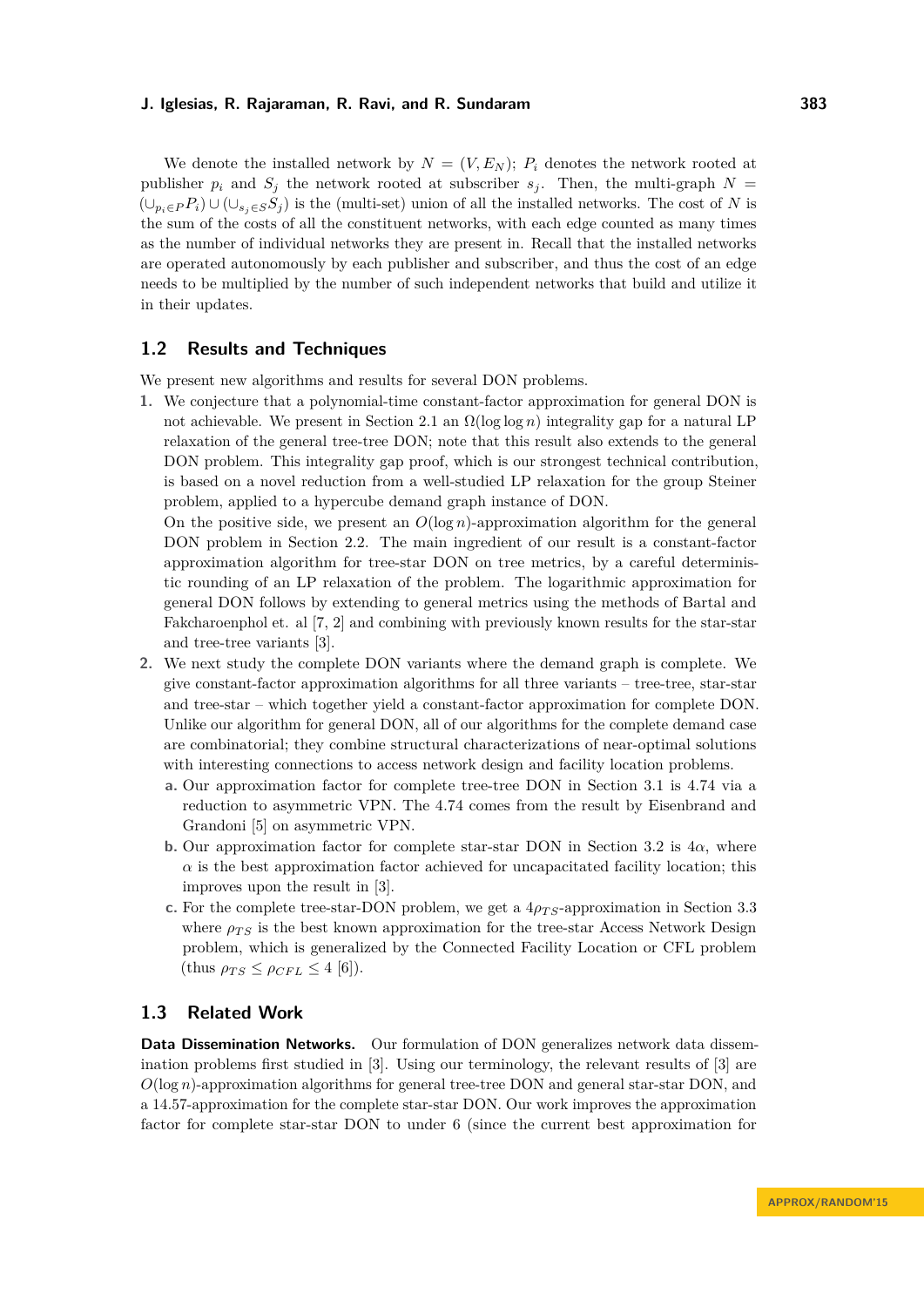We denote the installed network by $N = (V, E_N)$; $P_i$ denotes the network rooted at publisher $p_i$ and $S_j$ the network rooted at subscriber $s_j$. Then, the multi-graph $N = (\cup_{p_i \in P} P_i) \cup (\cup_{s_j \in S} S_j)$ is the (multi-set) union of all the installed networks. The cost of $N$ is the sum of the costs of all the constituent networks, with each edge counted as many times as the number of individual networks they are present in. Recall that the installed networks are operated autonomously by each publisher and subscriber, and thus the cost of an edge needs to be multiplied by the number of such independent networks that build and utilize it in their updates.

## 1.2 Results and Techniques

We present new algorithms and results for several DON problems.

1. We conjecture that a polynomial-time constant-factor approximation for general DON is not achievable. We present in Section 2.1 an $\Omega(\log \log n)$ integrality gap for a natural LP relaxation of the general tree-tree DON; note that this result also extends to the general DON problem. This integrality gap proof, which is our strongest technical contribution, is based on a novel reduction from a well-studied LP relaxation for the group Steiner problem, applied to a hypercube demand graph instance of DON.

   On the positive side, we present an $O(\log n)$-approximation algorithm for the general DON problem in Section 2.2. The main ingredient of our result is a constant-factor approximation algorithm for tree-star DON on tree metrics, by a careful deterministic rounding of an LP relaxation of the problem. The logarithmic approximation for general DON follows by extending to general metrics using the methods of Bartal and Fakcharoenphol et. al [7, 2] and combining with previously known results for the star-star and tree-tree variants [3].

2. We next study the complete DON variants where the demand graph is complete. We give constant-factor approximation algorithms for all three variants – tree-tree, star-star and tree-star – which together yield a constant-factor approximation for complete DON. Unlike our algorithm for general DON, all of our algorithms for the complete demand case are combinatorial; they combine structural characterizations of near-optimal solutions with interesting connections to access network design and facility location problems.

   a. Our approximation factor for complete tree-tree DON in Section 3.1 is 4.74 via a reduction to asymmetric VPN. The 4.74 comes from the result by Eisenbrand and Grandoni [5] on asymmetric VPN.

   b. Our approximation factor for complete star-star DON in Section 3.2 is $4\alpha$, where $\alpha$ is the best approximation factor achieved for uncapacitated facility location; this improves upon the result in [3].

   c. For the complete tree-star-DON problem, we get a $4\rho_{TS}$-approximation in Section 3.3 where $\rho_{TS}$ is the best known approximation for the tree-star Access Network Design problem, which is generalized by the Connected Facility Location or CFL problem (thus $\rho_{TS} \leq \rho_{CFL} \leq 4$ [6]).

## 1.3 Related Work

**Data Dissemination Networks.** Our formulation of DON generalizes network data dissemination problems first studied in [3]. Using our terminology, the relevant results of [3] are $O(\log n)$-approximation algorithms for general tree-tree DON and general star-star DON, and a 14.57-approximation for the complete star-star DON. Our work improves the approximation factor for complete star-star DON to under 6 (since the current best approximation for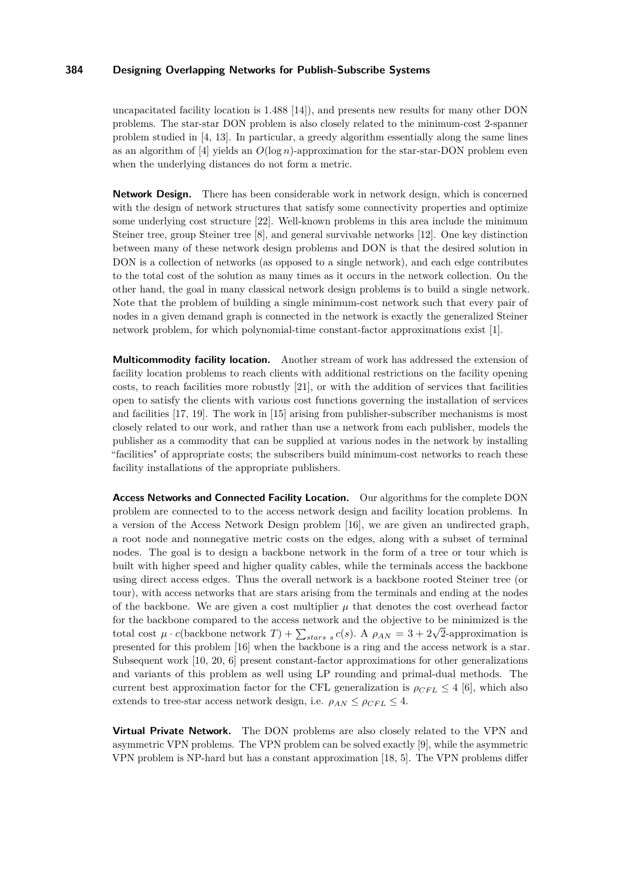uncapacitated facility location is 1.488 [14]), and presents new results for many other DON problems. The star-star DON problem is also closely related to the minimum-cost 2-spanner problem studied in [4, 13]. In particular, a greedy algorithm essentially along the same lines as an algorithm of [4] yields an $O(\log n)$-approximation for the star-star-DON problem even when the underlying distances do not form a metric.

**Network Design.** There has been considerable work in network design, which is concerned with the design of network structures that satisfy some connectivity properties and optimize some underlying cost structure [22]. Well-known problems in this area include the minimum Steiner tree, group Steiner tree [8], and general survivable networks [12]. One key distinction between many of these network design problems and DON is that the desired solution in DON is a collection of networks (as opposed to a single network), and each edge contributes to the total cost of the solution as many times as it occurs in the network collection. On the other hand, the goal in many classical network design problems is to build a single network. Note that the problem of building a single minimum-cost network such that every pair of nodes in a given demand graph is connected in the network is exactly the generalized Steiner network problem, for which polynomial-time constant-factor approximations exist [1].

**Multicommodity facility location.** Another stream of work has addressed the extension of facility location problems to reach clients with additional restrictions on the facility opening costs, to reach facilities more robustly [21], or with the addition of services that facilities open to satisfy the clients with various cost functions governing the installation of services and facilities [17, 19]. The work in [15] arising from publisher-subscriber mechanisms is most closely related to our work, and rather than use a network from each publisher, models the publisher as a commodity that can be supplied at various nodes in the network by installing "facilities" of appropriate costs; the subscribers build minimum-cost networks to reach these facility installations of the appropriate publishers.

**Access Networks and Connected Facility Location.** Our algorithms for the complete DON problem are connected to to the access network design and facility location problems. In a version of the Access Network Design problem [16], we are given an undirected graph, a root node and nonnegative metric costs on the edges, along with a subset of terminal nodes. The goal is to design a backbone network in the form of a tree or tour which is built with higher speed and higher quality cables, while the terminals access the backbone using direct access edges. Thus the overall network is a backbone rooted Steiner tree (or tour), with access networks that are stars arising from the terminals and ending at the nodes of the backbone. We are given a cost multiplier $\mu$ that denotes the cost overhead factor for the backbone compared to the access network and the objective to be minimized is the total cost $\mu \cdot c(\text{backbone network } T) + \sum_{stars\ s} c(s)$. A $\rho_{AN} = 3 + 2\sqrt{2}$-approximation is presented for this problem [16] when the backbone is a ring and the access network is a star. Subsequent work [10, 20, 6] present constant-factor approximations for other generalizations and variants of this problem as well using LP rounding and primal-dual methods. The current best approximation factor for the CFL generalization is $\rho_{CFL} \leq 4$ [6], which also extends to tree-star access network design, i.e. $\rho_{AN} \leq \rho_{CFL} \leq 4$.

**Virtual Private Network.** The DON problems are also closely related to the VPN and asymmetric VPN problems. The VPN problem can be solved exactly [9], while the asymmetric VPN problem is NP-hard but has a constant approximation [18, 5]. The VPN problems differ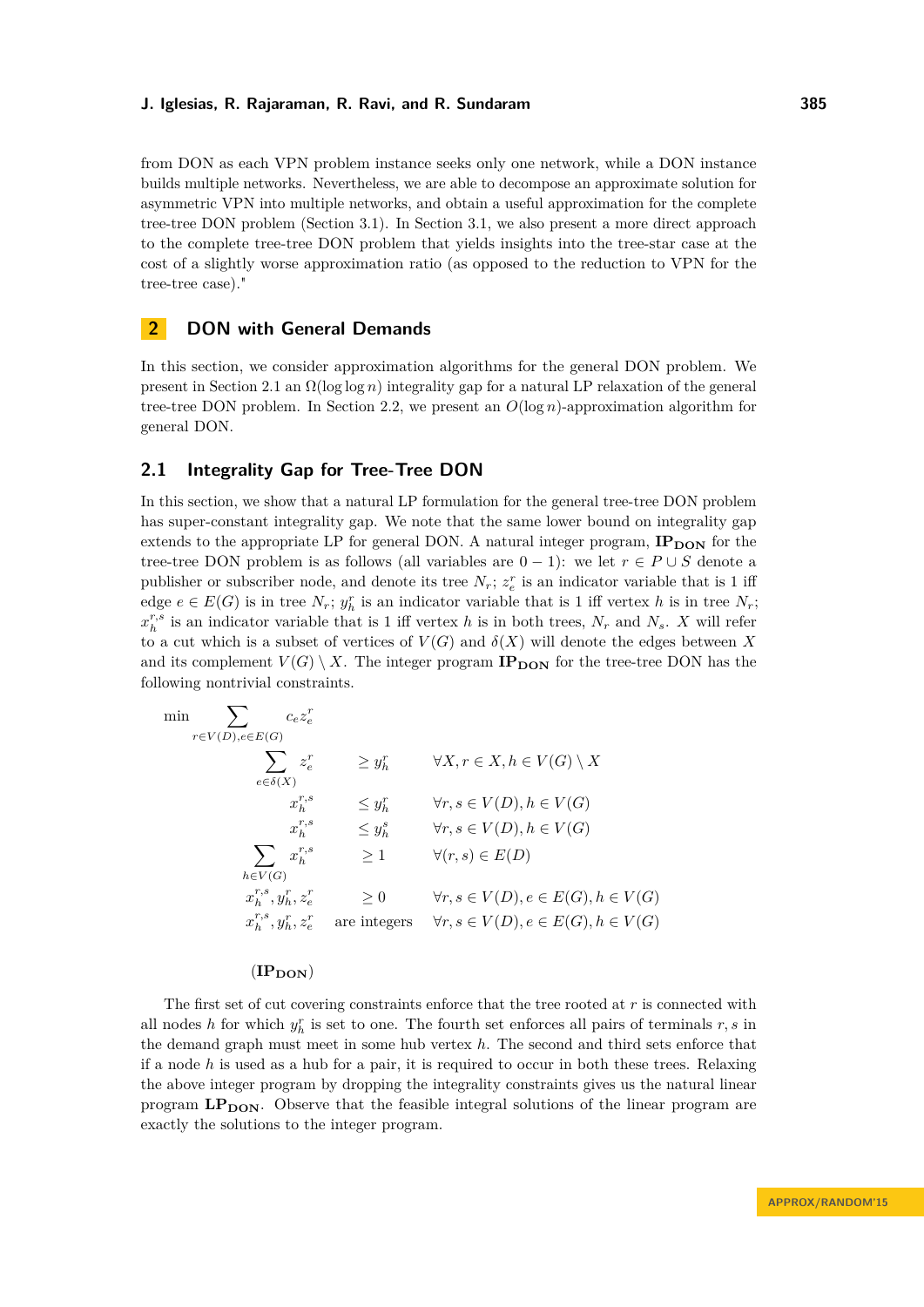from DON as each VPN problem instance seeks only one network, while a DON instance builds multiple networks. Nevertheless, we are able to decompose an approximate solution for asymmetric VPN into multiple networks, and obtain a useful approximation for the complete tree-tree DON problem (Section 3.1). In Section 3.1, we also present a more direct approach to the complete tree-tree DON problem that yields insights into the tree-star case at the cost of a slightly worse approximation ratio (as opposed to the reduction to VPN for the tree-tree case)."

## 2 DON with General Demands

In this section, we consider approximation algorithms for the general DON problem. We present in Section 2.1 an $\Omega(\log \log n)$ integrality gap for a natural LP relaxation of the general tree-tree DON problem. In Section 2.2, we present an $O(\log n)$-approximation algorithm for general DON.

### 2.1 Integrality Gap for Tree-Tree DON

In this section, we show that a natural LP formulation for the general tree-tree DON problem has super-constant integrality gap. We note that the same lower bound on integrality gap extends to the appropriate LP for general DON. A natural integer program, $\mathbf{IP_{DON}}$ for the tree-tree DON problem is as follows (all variables are $0-1$): we let $r \in P \cup S$ denote a publisher or subscriber node, and denote its tree $N_r$; $z_e^r$ is an indicator variable that is 1 iff edge $e \in E(G)$ is in tree $N_r$; $y_h^r$ is an indicator variable that is 1 iff vertex $h$ is in tree $N_r$; $x_h^{r,s}$ is an indicator variable that is 1 iff vertex $h$ is in both trees, $N_r$ and $N_s$. $X$ will refer to a cut which is a subset of vertices of $V(G)$ and $\delta(X)$ will denote the edges between $X$ and its complement $V(G) \setminus X$. The integer program $\mathbf{IP_{DON}}$ for the tree-tree DON has the following nontrivial constraints.

$$
\begin{array}{llll}
\min & \displaystyle\sum_{r \in V(D), e \in E(G)} c_e z_e^r & & \\
& \displaystyle\sum_{e \in \delta(X)} z_e^r & \geq y_h^r & \forall X, r \in X, h \in V(G) \setminus X \\
& x_h^{r,s} & \leq y_h^r & \forall r, s \in V(D), h \in V(G) \\
& x_h^{r,s} & \leq y_h^s & \forall r, s \in V(D), h \in V(G) \\
& \displaystyle\sum_{h \in V(G)} x_h^{r,s} & \geq 1 & \forall (r,s) \in E(D) \\
& x_h^{r,s}, y_h^r, z_e^r & \geq 0 & \forall r, s \in V(D), e \in E(G), h \in V(G) \\
& x_h^{r,s}, y_h^r, z_e^r & \text{are integers} & \forall r, s \in V(D), e \in E(G), h \in V(G)
\end{array}
$$

$(\mathbf{IP_{DON}})$

The first set of cut covering constraints enforce that the tree rooted at $r$ is connected with all nodes $h$ for which $y_h^r$ is set to one. The fourth set enforces all pairs of terminals $r, s$ in the demand graph must meet in some hub vertex $h$. The second and third sets enforce that if a node $h$ is used as a hub for a pair, it is required to occur in both these trees. Relaxing the above integer program by dropping the integrality constraints gives us the natural linear program $\mathbf{LP_{DON}}$. Observe that the feasible integral solutions of the linear program are exactly the solutions to the integer program.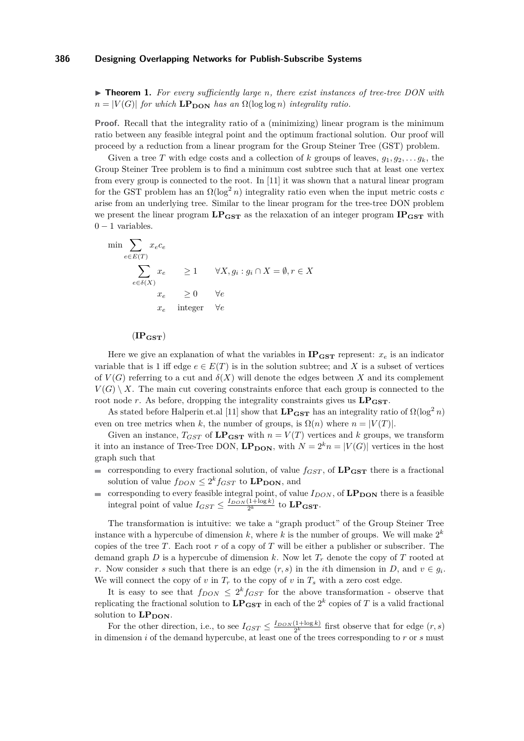▶ **Theorem 1.** *For every sufficiently large $n$, there exist instances of tree-tree DON with $n = |V(G)|$ for which $\mathbf{LP_{DON}}$ has an $\Omega(\log\log n)$ integrality ratio.*

**Proof.** Recall that the integrality ratio of a (minimizing) linear program is the minimum ratio between any feasible integral point and the optimum fractional solution. Our proof will proceed by a reduction from a linear program for the Group Steiner Tree (GST) problem.

Given a tree $T$ with edge costs and a collection of $k$ groups of leaves, $g_1, g_2, \ldots g_k$, the Group Steiner Tree problem is to find a minimum cost subtree such that at least one vertex from every group is connected to the root. In [11] it was shown that a natural linear program for the GST problem has an $\Omega(\log^2 n)$ integrality ratio even when the input metric costs $c$ arise from an underlying tree. Similar to the linear program for the tree-tree DON problem we present the linear program $\mathbf{LP_{GST}}$ as the relaxation of an integer program $\mathbf{IP_{GST}}$ with $0-1$ variables.

$$
\begin{aligned}
\min \sum_{e \in E(T)} x_e c_e & & & \\
\sum_{e \in \delta(X)} x_e & \geq 1 & & \forall X, g_i : g_i \cap X = \emptyset, r \in X \\
x_e & \geq 0 & & \forall e \\
x_e & \text{ integer} & & \forall e
\end{aligned}
$$

$(\mathbf{IP_{GST}})$

Here we give an explanation of what the variables in $\mathbf{IP_{GST}}$ represent: $x_e$ is an indicator variable that is 1 iff edge $e \in E(T)$ is in the solution subtree; and $X$ is a subset of vertices of $V(G)$ referring to a cut and $\delta(X)$ will denote the edges between $X$ and its complement $V(G) \setminus X$. The main cut covering constraints enforce that each group is connected to the root node $r$. As before, dropping the integrality constraints gives us $\mathbf{LP_{GST}}$.

As stated before Halperin et.al [11] show that $\mathbf{LP_{GST}}$ has an integrality ratio of $\Omega(\log^2 n)$ even on tree metrics when $k$, the number of groups, is $\Omega(n)$ where $n = |V(T)|$.

Given an instance, $T_{GST}$ of $\mathbf{LP_{GST}}$ with $n = V(T)$ vertices and $k$ groups, we transform it into an instance of Tree-Tree DON, $\mathbf{LP_{DON}}$, with $N = 2^k n = |V(G)|$ vertices in the host graph such that

- corresponding to every fractional solution, of value $f_{GST}$, of $\mathbf{LP_{GST}}$ there is a fractional solution of value $f_{DON} \leq 2^k f_{GST}$ to $\mathbf{LP_{DON}}$, and
- corresponding to every feasible integral point, of value $I_{DON}$, of $\mathbf{LP_{DON}}$ there is a feasible integral point of value $I_{GST} \leq \frac{I_{DON}(1+\log k)}{2^k}$ to $\mathbf{LP_{GST}}$.

The transformation is intuitive: we take a "graph product" of the Group Steiner Tree instance with a hypercube of dimension $k$, where $k$ is the number of groups. We will make $2^k$ copies of the tree $T$. Each root $r$ of a copy of $T$ will be either a publisher or subscriber. The demand graph $D$ is a hypercube of dimension $k$. Now let $T_r$ denote the copy of $T$ rooted at $r$. Now consider $s$ such that there is an edge $(r, s)$ in the $i$th dimension in $D$, and $v \in g_i$. We will connect the copy of $v$ in $T_r$ to the copy of $v$ in $T_s$ with a zero cost edge.

It is easy to see that $f_{DON} \leq 2^k f_{GST}$ for the above transformation - observe that replicating the fractional solution to $\mathbf{LP_{GST}}$ in each of the $2^k$ copies of $T$ is a valid fractional solution to $\mathbf{LP_{DON}}$.

For the other direction, i.e., to see $I_{GST} \leq \frac{I_{DON}(1+\log k)}{2^k}$ first observe that for edge $(r, s)$ in dimension $i$ of the demand hypercube, at least one of the trees corresponding to $r$ or $s$ must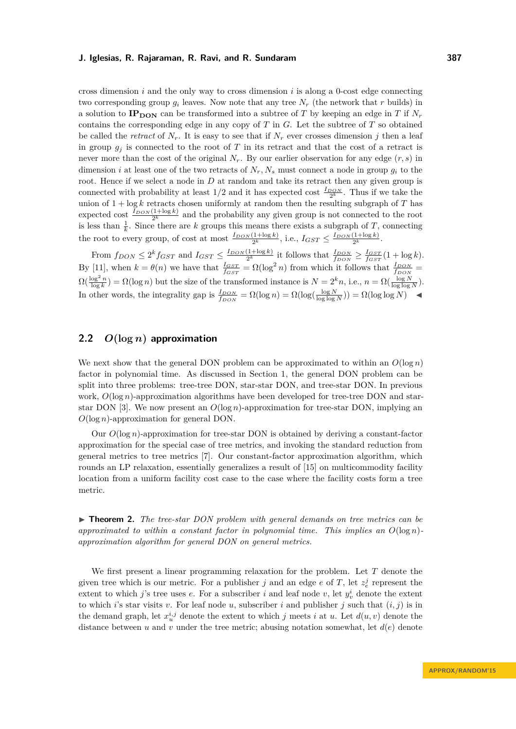cross dimension $i$ and the only way to cross dimension $i$ is along a 0-cost edge connecting two corresponding group $g_i$ leaves. Now note that any tree $N_r$ (the network that $r$ builds) in a solution to $\mathbf{IP_{DON}}$ can be transformed into a subtree of $T$ by keeping an edge in $T$ if $N_r$ contains the corresponding edge in any copy of $T$ in $G$. Let the subtree of $T$ so obtained be called the *retract* of $N_r$. It is easy to see that if $N_r$ ever crosses dimension $j$ then a leaf in group $g_j$ is connected to the root of $T$ in its retract and that the cost of a retract is never more than the cost of the original $N_r$. By our earlier observation for any edge $(r, s)$ in dimension $i$ at least one of the two retracts of $N_r, N_s$ must connect a node in group $g_i$ to the root. Hence if we select a node in $D$ at random and take its retract then any given group is connected with probability at least $1/2$ and it has expected cost $\frac{I_{DON}}{2^k}$. Thus if we take the union of $1 + \log k$ retracts chosen uniformly at random then the resulting subgraph of $T$ has expected cost $\frac{I_{DON}(1+\log k)}{2^k}$ and the probability any given group is not connected to the root is less than $\frac{1}{k}$. Since there are $k$ groups this means there exists a subgraph of $T$, connecting the root to every group, of cost at most $\frac{I_{DON}(1+\log k)}{2^k}$, i.e., $I_{GST} \leq \frac{I_{DON}(1+\log k)}{2^k}$.

From $f_{DON} \leq 2^k f_{GST}$ and $I_{GST} \leq \frac{I_{DON}(1+\log k)}{2^k}$ it follows that $\frac{I_{DON}}{f_{DON}} \geq \frac{I_{GST}}{f_{GST}}(1 + \log k)$. By [11], when $k = \theta(n)$ we have that $\frac{I_{GST}}{f_{GST}} = \Omega(\log^2 n)$ from which it follows that $\frac{I_{DON}}{f_{DON}} = \Omega(\frac{\log^2 n}{\log k}) = \Omega(\log n)$ but the size of the transformed instance is $N = 2^k n$, i.e., $n = \Omega(\frac{\log N}{\log\log N})$. In other words, the integrality gap is $\frac{I_{DON}}{f_{DON}} = \Omega(\log n) = \Omega(\log(\frac{\log N}{\log\log N})) = \Omega(\log\log N)$ ◀

## 2.2 $O(\log n)$ approximation

We next show that the general DON problem can be approximated to within an $O(\log n)$ factor in polynomial time. As discussed in Section 1, the general DON problem can be split into three problems: tree-tree DON, star-star DON, and tree-star DON. In previous work, $O(\log n)$-approximation algorithms have been developed for tree-tree DON and star-star DON [3]. We now present an $O(\log n)$-approximation for tree-star DON, implying an $O(\log n)$-approximation for general DON.

Our $O(\log n)$-approximation for tree-star DON is obtained by deriving a constant-factor approximation for the special case of tree metrics, and invoking the standard reduction from general metrics to tree metrics [7]. Our constant-factor approximation algorithm, which rounds an LP relaxation, essentially generalizes a result of [15] on multicommodity facility location from a uniform facility cost case to the case where the facility costs form a tree metric.

▶ **Theorem 2.** *The tree-star DON problem with general demands on tree metrics can be approximated to within a constant factor in polynomial time. This implies an $O(\log n)$-approximation algorithm for general DON on general metrics.*

We first present a linear programming relaxation for the problem. Let $T$ denote the given tree which is our metric. For a publisher $j$ and an edge $e$ of $T$, let $z_e^j$ represent the extent to which $j$'s tree uses $e$. For a subscriber $i$ and leaf node $v$, let $y_v^i$ denote the extent to which $i$'s star visits $v$. For leaf node $u$, subscriber $i$ and publisher $j$ such that $(i, j)$ is in the demand graph, let $x_u^{i,j}$ denote the extent to which $j$ meets $i$ at $u$. Let $d(u, v)$ denote the distance between $u$ and $v$ under the tree metric; abusing notation somewhat, let $d(e)$ denote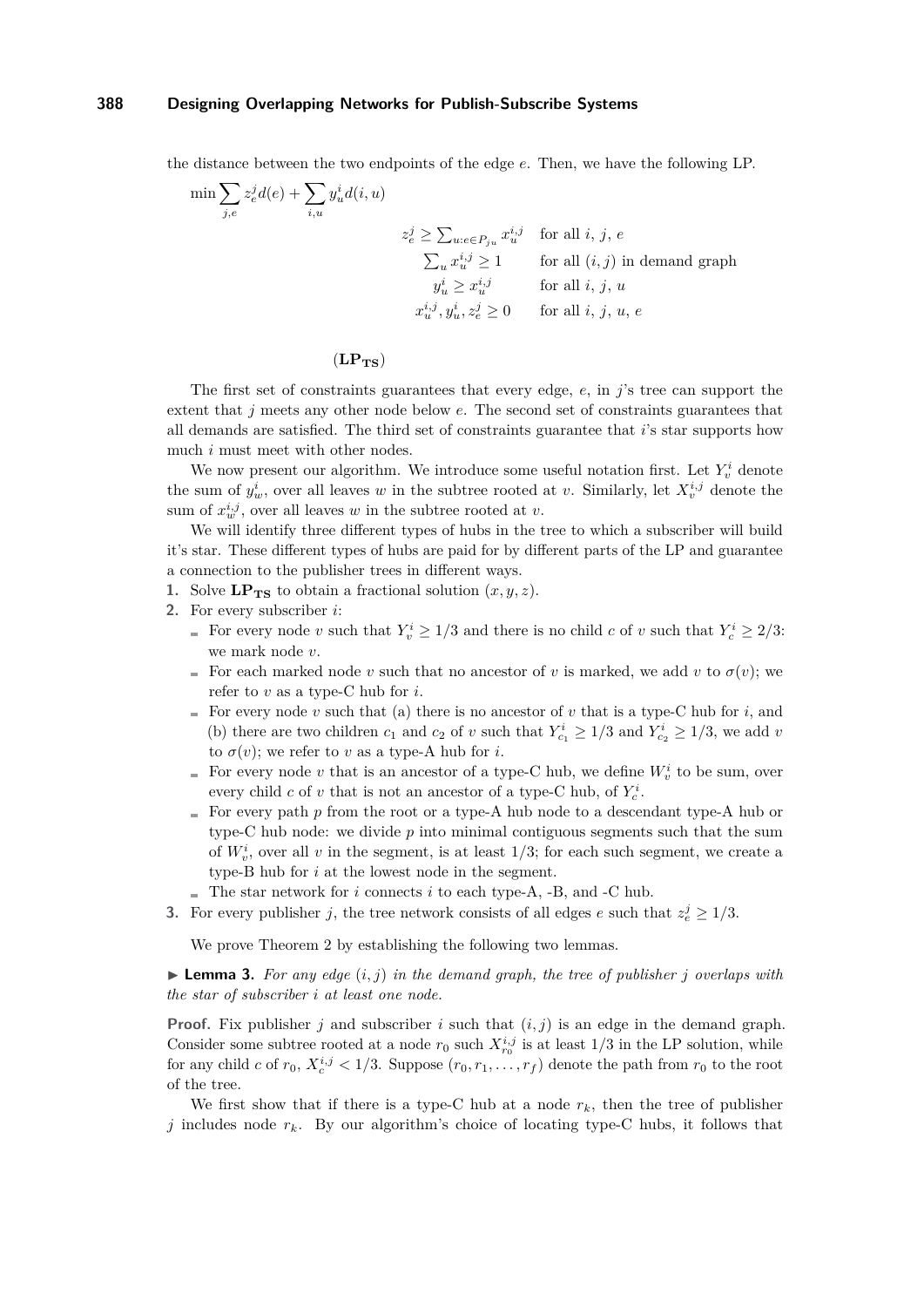the distance between the two endpoints of the edge $e$. Then, we have the following LP.

$$\min \sum_{j,e} z_e^j d(e) + \sum_{i,u} y_u^i d(i,u)$$

$$\begin{aligned}
z_e^j &\geq \textstyle\sum_{u: e \in P_{ju}} x_u^{i,j} && \text{for all } i,\ j,\ e \\
\textstyle\sum_u x_u^{i,j} &\geq 1 && \text{for all } (i,j) \text{ in demand graph} \\
y_u^i &\geq x_u^{i,j} && \text{for all } i,\ j,\ u \\
x_u^{i,j}, y_u^i, z_e^j &\geq 0 && \text{for all } i,\ j,\ u,\ e
\end{aligned}$$

$(\mathbf{LP_{TS}})$

The first set of constraints guarantees that every edge, $e$, in $j$'s tree can support the extent that $j$ meets any other node below $e$. The second set of constraints guarantees that all demands are satisfied. The third set of constraints guarantee that $i$'s star supports how much $i$ must meet with other nodes.

We now present our algorithm. We introduce some useful notation first. Let $Y_v^i$ denote the sum of $y_w^i$, over all leaves $w$ in the subtree rooted at $v$. Similarly, let $X_v^{i,j}$ denote the sum of $x_w^{i,j}$, over all leaves $w$ in the subtree rooted at $v$.

We will identify three different types of hubs in the tree to which a subscriber will build it's star. These different types of hubs are paid for by different parts of the LP and guarantee a connection to the publisher trees in different ways.

1. Solve $\mathbf{LP_{TS}}$ to obtain a fractional solution $(x, y, z)$.
2. For every subscriber $i$:
   - For every node $v$ such that $Y_v^i \geq 1/3$ and there is no child $c$ of $v$ such that $Y_c^i \geq 2/3$: we mark node $v$.
   - For each marked node $v$ such that no ancestor of $v$ is marked, we add $v$ to $\sigma(v)$; we refer to $v$ as a type-C hub for $i$.
   - For every node $v$ such that (a) there is no ancestor of $v$ that is a type-C hub for $i$, and (b) there are two children $c_1$ and $c_2$ of $v$ such that $Y_{c_1}^i \geq 1/3$ and $Y_{c_2}^i \geq 1/3$, we add $v$ to $\sigma(v)$; we refer to $v$ as a type-A hub for $i$.
   - For every node $v$ that is an ancestor of a type-C hub, we define $W_v^i$ to be sum, over every child $c$ of $v$ that is not an ancestor of a type-C hub, of $Y_c^i$.
   - For every path $p$ from the root or a type-A hub node to a descendant type-A hub or type-C hub node: we divide $p$ into minimal contiguous segments such that the sum of $W_v^i$, over all $v$ in the segment, is at least $1/3$; for each such segment, we create a type-B hub for $i$ at the lowest node in the segment.
   - The star network for $i$ connects $i$ to each type-A, -B, and -C hub.
3. For every publisher $j$, the tree network consists of all edges $e$ such that $z_e^j \geq 1/3$.

We prove Theorem 2 by establishing the following two lemmas.

**Lemma 3.** *For any edge $(i, j)$ in the demand graph, the tree of publisher $j$ overlaps with the star of subscriber $i$ at least one node.*

**Proof.** Fix publisher $j$ and subscriber $i$ such that $(i, j)$ is an edge in the demand graph. Consider some subtree rooted at a node $r_0$ such $X_{r_0}^{i,j}$ is at least $1/3$ in the LP solution, while for any child $c$ of $r_0$, $X_c^{i,j} < 1/3$. Suppose $(r_0, r_1, \ldots, r_f)$ denote the path from $r_0$ to the root of the tree.

We first show that if there is a type-C hub at a node $r_k$, then the tree of publisher $j$ includes node $r_k$. By our algorithm's choice of locating type-C hubs, it follows that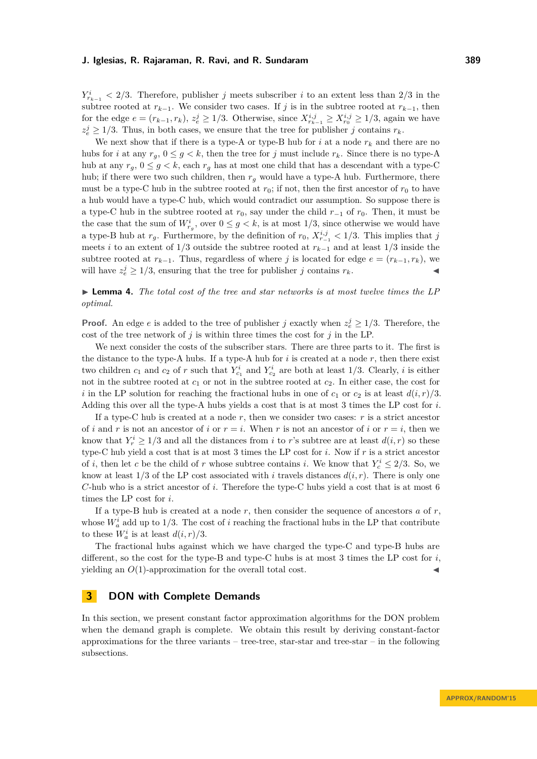$Y^i_{r_{k-1}} < 2/3$. Therefore, publisher $j$ meets subscriber $i$ to an extent less than $2/3$ in the subtree rooted at $r_{k-1}$. We consider two cases. If $j$ is in the subtree rooted at $r_{k-1}$, then for the edge $e = (r_{k-1}, r_k)$, $z^j_e \geq 1/3$. Otherwise, since $X^{i,j}_{r_{k-1}} \geq X^{i,j}_{r_0} \geq 1/3$, again we have $z^j_e \geq 1/3$. Thus, in both cases, we ensure that the tree for publisher $j$ contains $r_k$.

We next show that if there is a type-A or type-B hub for $i$ at a node $r_k$ and there are no hubs for $i$ at any $r_g$, $0 \leq g < k$, then the tree for $j$ must include $r_k$. Since there is no type-A hub at any $r_g$, $0 \leq g < k$, each $r_g$ has at most one child that has a descendant with a type-C hub; if there were two such children, then $r_g$ would have a type-A hub. Furthermore, there must be a type-C hub in the subtree rooted at $r_0$; if not, then the first ancestor of $r_0$ to have a hub would have a type-C hub, which would contradict our assumption. So suppose there is a type-C hub in the subtree rooted at $r_0$, say under the child $r_{-1}$ of $r_0$. Then, it must be the case that the sum of $W^i_{r_g}$, over $0 \leq g < k$, is at most $1/3$, since otherwise we would have a type-B hub at $r_g$. Furthermore, by the definition of $r_0$, $X^{i,j}_{r_{-1}} < 1/3$. This implies that $j$ meets $i$ to an extent of $1/3$ outside the subtree rooted at $r_{k-1}$ and at least $1/3$ inside the subtree rooted at $r_{k-1}$. Thus, regardless of where $j$ is located for edge $e = (r_{k-1}, r_k)$, we will have $z^j_e \geq 1/3$, ensuring that the tree for publisher $j$ contains $r_k$. ◀

▶ **Lemma 4.** *The total cost of the tree and star networks is at most twelve times the LP optimal.*

**Proof.** An edge $e$ is added to the tree of publisher $j$ exactly when $z^j_e \geq 1/3$. Therefore, the cost of the tree network of $j$ is within three times the cost for $j$ in the LP.

We next consider the costs of the subscriber stars. There are three parts to it. The first is the distance to the type-A hubs. If a type-A hub for $i$ is created at a node $r$, then there exist two children $c_1$ and $c_2$ of $r$ such that $Y^i_{c_1}$ and $Y^i_{c_2}$ are both at least $1/3$. Clearly, $i$ is either not in the subtree rooted at $c_1$ or not in the subtree rooted at $c_2$. In either case, the cost for $i$ in the LP solution for reaching the fractional hubs in one of $c_1$ or $c_2$ is at least $d(i, r)/3$. Adding this over all the type-A hubs yields a cost that is at most 3 times the LP cost for $i$.

If a type-C hub is created at a node $r$, then we consider two cases: $r$ is a strict ancestor of $i$ and $r$ is not an ancestor of $i$ or $r = i$. When $r$ is not an ancestor of $i$ or $r = i$, then we know that $Y^i_r \geq 1/3$ and all the distances from $i$ to $r$'s subtree are at least $d(i, r)$ so these type-C hub yield a cost that is at most 3 times the LP cost for $i$. Now if $r$ is a strict ancestor of $i$, then let $c$ be the child of $r$ whose subtree contains $i$. We know that $Y^i_c \leq 2/3$. So, we know at least $1/3$ of the LP cost associated with $i$ travels distances $d(i, r)$. There is only one $C$-hub who is a strict ancestor of $i$. Therefore the type-C hubs yield a cost that is at most 6 times the LP cost for $i$.

If a type-B hub is created at a node $r$, then consider the sequence of ancestors $a$ of $r$, whose $W^i_a$ add up to $1/3$. The cost of $i$ reaching the fractional hubs in the LP that contribute to these $W^i_a$ is at least $d(i, r)/3$.

The fractional hubs against which we have charged the type-C and type-B hubs are different, so the cost for the type-B and type-C hubs is at most 3 times the LP cost for $i$, yielding an $O(1)$-approximation for the overall total cost. ◀

## 3 DON with Complete Demands

In this section, we present constant factor approximation algorithms for the DON problem when the demand graph is complete. We obtain this result by deriving constant-factor approximations for the three variants – tree-tree, star-star and tree-star – in the following subsections.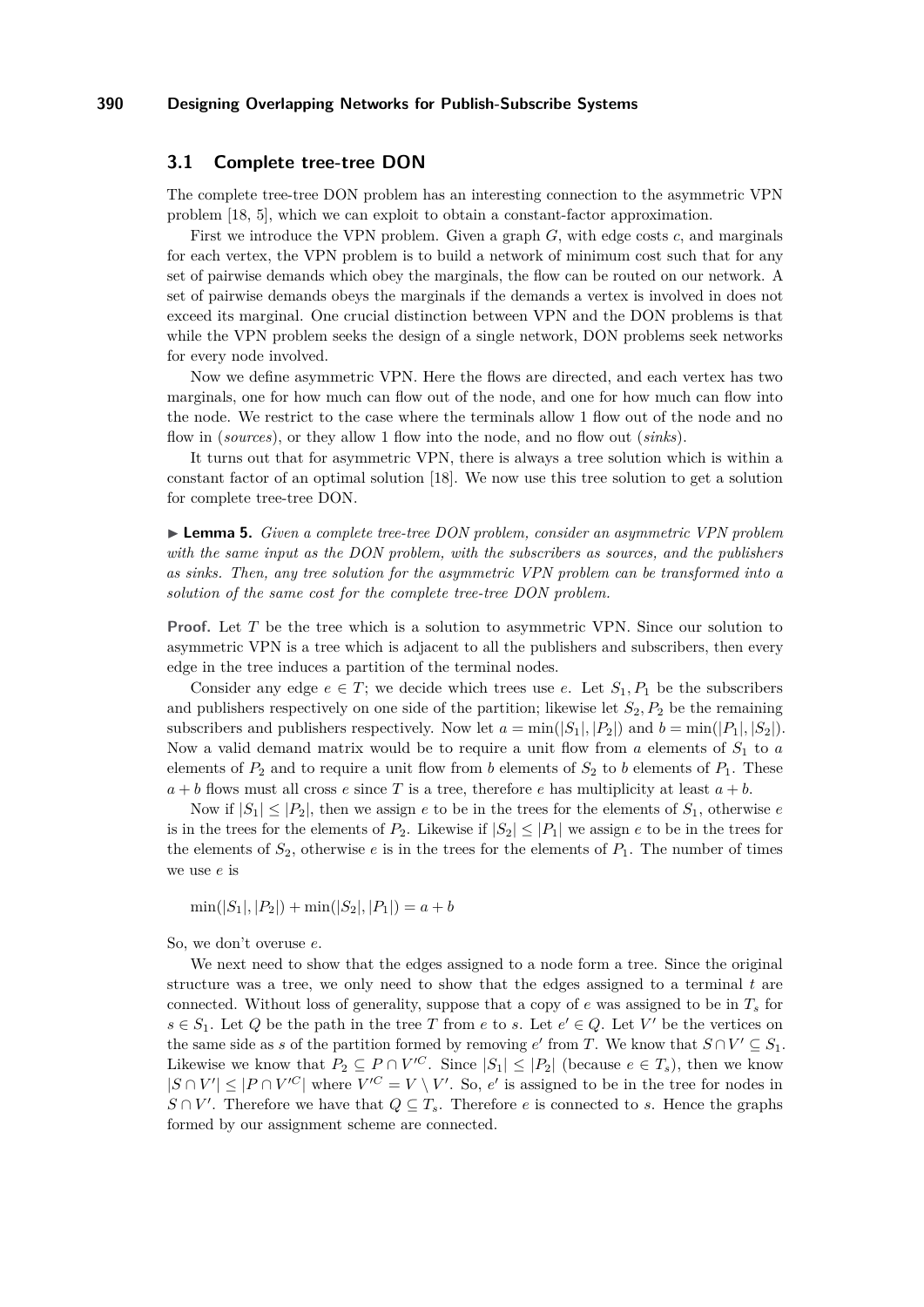### 3.1 Complete tree-tree DON

The complete tree-tree DON problem has an interesting connection to the asymmetric VPN problem [18, 5], which we can exploit to obtain a constant-factor approximation.

First we introduce the VPN problem. Given a graph $G$, with edge costs $c$, and marginals for each vertex, the VPN problem is to build a network of minimum cost such that for any set of pairwise demands which obey the marginals, the flow can be routed on our network. A set of pairwise demands obeys the marginals if the demands a vertex is involved in does not exceed its marginal. One crucial distinction between VPN and the DON problems is that while the VPN problem seeks the design of a single network, DON problems seek networks for every node involved.

Now we define asymmetric VPN. Here the flows are directed, and each vertex has two marginals, one for how much can flow out of the node, and one for how much can flow into the node. We restrict to the case where the terminals allow 1 flow out of the node and no flow in (*sources*), or they allow 1 flow into the node, and no flow out (*sinks*).

It turns out that for asymmetric VPN, there is always a tree solution which is within a constant factor of an optimal solution [18]. We now use this tree solution to get a solution for complete tree-tree DON.

▶ **Lemma 5.** *Given a complete tree-tree DON problem, consider an asymmetric VPN problem with the same input as the DON problem, with the subscribers as sources, and the publishers as sinks. Then, any tree solution for the asymmetric VPN problem can be transformed into a solution of the same cost for the complete tree-tree DON problem.*

**Proof.** Let $T$ be the tree which is a solution to asymmetric VPN. Since our solution to asymmetric VPN is a tree which is adjacent to all the publishers and subscribers, then every edge in the tree induces a partition of the terminal nodes.

Consider any edge $e \in T$; we decide which trees use $e$. Let $S_1, P_1$ be the subscribers and publishers respectively on one side of the partition; likewise let $S_2, P_2$ be the remaining subscribers and publishers respectively. Now let $a = \min(|S_1|, |P_2|)$ and $b = \min(|P_1|, |S_2|)$. Now a valid demand matrix would be to require a unit flow from $a$ elements of $S_1$ to $a$ elements of $P_2$ and to require a unit flow from $b$ elements of $S_2$ to $b$ elements of $P_1$. These $a + b$ flows must all cross $e$ since $T$ is a tree, therefore $e$ has multiplicity at least $a + b$.

Now if $|S_1| \leq |P_2|$, then we assign $e$ to be in the trees for the elements of $S_1$, otherwise $e$ is in the trees for the elements of $P_2$. Likewise if $|S_2| \leq |P_1|$ we assign $e$ to be in the trees for the elements of $S_2$, otherwise $e$ is in the trees for the elements of $P_1$. The number of times we use $e$ is

$$\min(|S_1|, |P_2|) + \min(|S_2|, |P_1|) = a + b$$

So, we don't overuse $e$.

We next need to show that the edges assigned to a node form a tree. Since the original structure was a tree, we only need to show that the edges assigned to a terminal $t$ are connected. Without loss of generality, suppose that a copy of $e$ was assigned to be in $T_s$ for $s \in S_1$. Let $Q$ be the path in the tree $T$ from $e$ to $s$. Let $e' \in Q$. Let $V'$ be the vertices on the same side as $s$ of the partition formed by removing $e'$ from $T$. We know that $S \cap V' \subseteq S_1$. Likewise we know that $P_2 \subseteq P \cap V'^C$. Since $|S_1| \leq |P_2|$ (because $e \in T_s$), then we know $|S \cap V'| \leq |P \cap V'^C|$ where $V'^C = V \setminus V'$. So, $e'$ is assigned to be in the tree for nodes in $S \cap V'$. Therefore we have that $Q \subseteq T_s$. Therefore $e$ is connected to $s$. Hence the graphs formed by our assignment scheme are connected.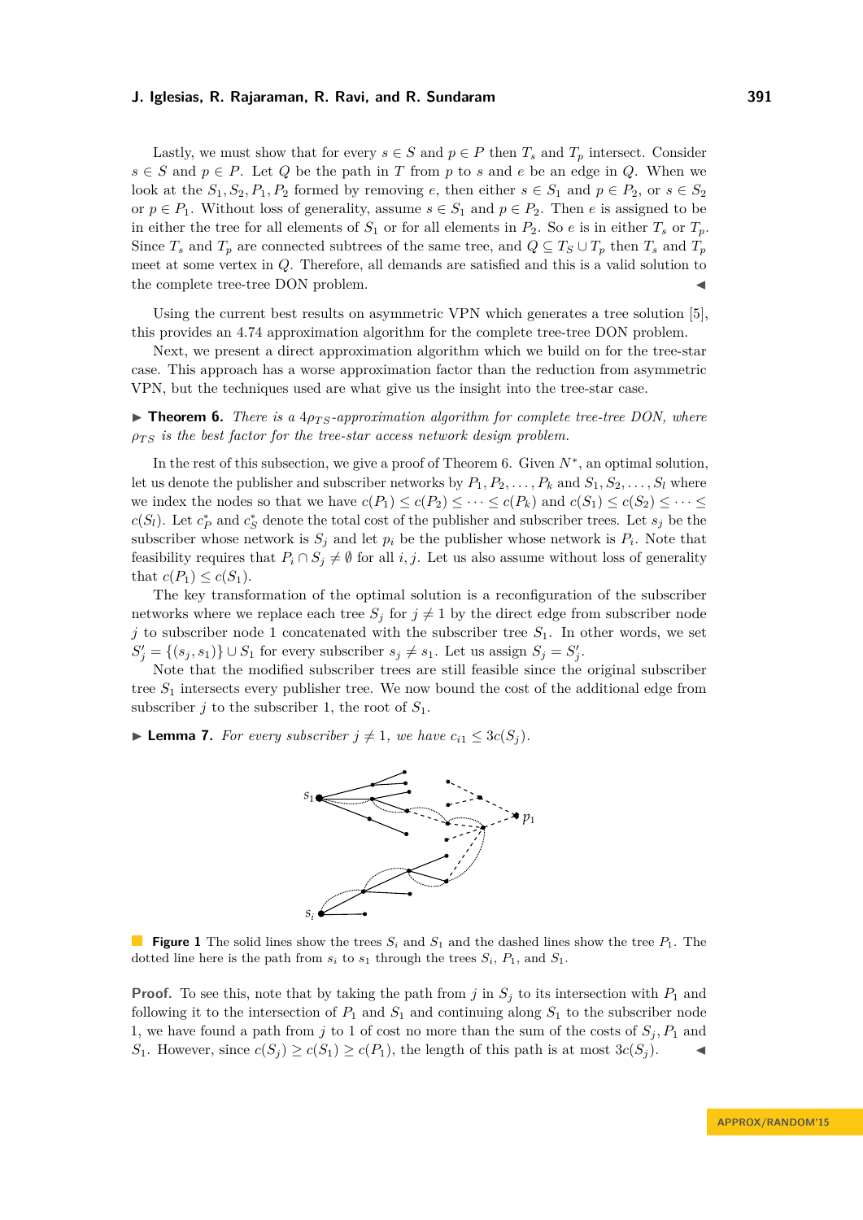Lastly, we must show that for every $s \in S$ and $p \in P$ then $T_s$ and $T_p$ intersect. Consider $s \in S$ and $p \in P$. Let $Q$ be the path in $T$ from $p$ to $s$ and $e$ be an edge in $Q$. When we look at the $S_1, S_2, P_1, P_2$ formed by removing $e$, then either $s \in S_1$ and $p \in P_2$, or $s \in S_2$ or $p \in P_1$. Without loss of generality, assume $s \in S_1$ and $p \in P_2$. Then $e$ is assigned to be in either the tree for all elements of $S_1$ or for all elements in $P_2$. So $e$ is in either $T_s$ or $T_p$. Since $T_s$ and $T_p$ are connected subtrees of the same tree, and $Q \subseteq T_S \cup T_p$ then $T_s$ and $T_p$ meet at some vertex in $Q$. Therefore, all demands are satisfied and this is a valid solution to the complete tree-tree DON problem. ◀

Using the current best results on asymmetric VPN which generates a tree solution [5], this provides an 4.74 approximation algorithm for the complete tree-tree DON problem.

Next, we present a direct approximation algorithm which we build on for the tree-star case. This approach has a worse approximation factor than the reduction from asymmetric VPN, but the techniques used are what give us the insight into the tree-star case.

▶ **Theorem 6.** *There is a $4\rho_{TS}$-approximation algorithm for complete tree-tree DON, where $\rho_{TS}$ is the best factor for the tree-star access network design problem.*

In the rest of this subsection, we give a proof of Theorem 6. Given $N^*$, an optimal solution, let us denote the publisher and subscriber networks by $P_1, P_2, \ldots, P_k$ and $S_1, S_2, \ldots, S_l$ where we index the nodes so that we have $c(P_1) \le c(P_2) \le \cdots \le c(P_k)$ and $c(S_1) \le c(S_2) \le \cdots \le c(S_l)$. Let $c_P^*$ and $c_S^*$ denote the total cost of the publisher and subscriber trees. Let $s_j$ be the subscriber whose network is $S_j$ and let $p_i$ be the publisher whose network is $P_i$. Note that feasibility requires that $P_i \cap S_j \neq \emptyset$ for all $i, j$. Let us also assume without loss of generality that $c(P_1) \le c(S_1)$.

The key transformation of the optimal solution is a reconfiguration of the subscriber networks where we replace each tree $S_j$ for $j \neq 1$ by the direct edge from subscriber node $j$ to subscriber node 1 concatenated with the subscriber tree $S_1$. In other words, we set $S'_j = \{(s_j, s_1)\} \cup S_1$ for every subscriber $s_j \neq s_1$. Let us assign $S_j = S'_j$.

Note that the modified subscriber trees are still feasible since the original subscriber tree $S_1$ intersects every publisher tree. We now bound the cost of the additional edge from subscriber $j$ to the subscriber 1, the root of $S_1$.

▶ **Lemma 7.** *For every subscriber $j \neq 1$, we have $c_{i1} \le 3c(S_j)$.*

**Figure 1** The solid lines show the trees $S_i$ and $S_1$ and the dashed lines show the tree $P_1$. The dotted line here is the path from $s_i$ to $s_1$ through the trees $S_i$, $P_1$, and $S_1$.

**Proof.** To see this, note that by taking the path from $j$ in $S_j$ to its intersection with $P_1$ and following it to the intersection of $P_1$ and $S_1$ and continuing along $S_1$ to the subscriber node 1, we have found a path from $j$ to 1 of cost no more than the sum of the costs of $S_j, P_1$ and $S_1$. However, since $c(S_j) \ge c(S_1) \ge c(P_1)$, the length of this path is at most $3c(S_j)$. ◀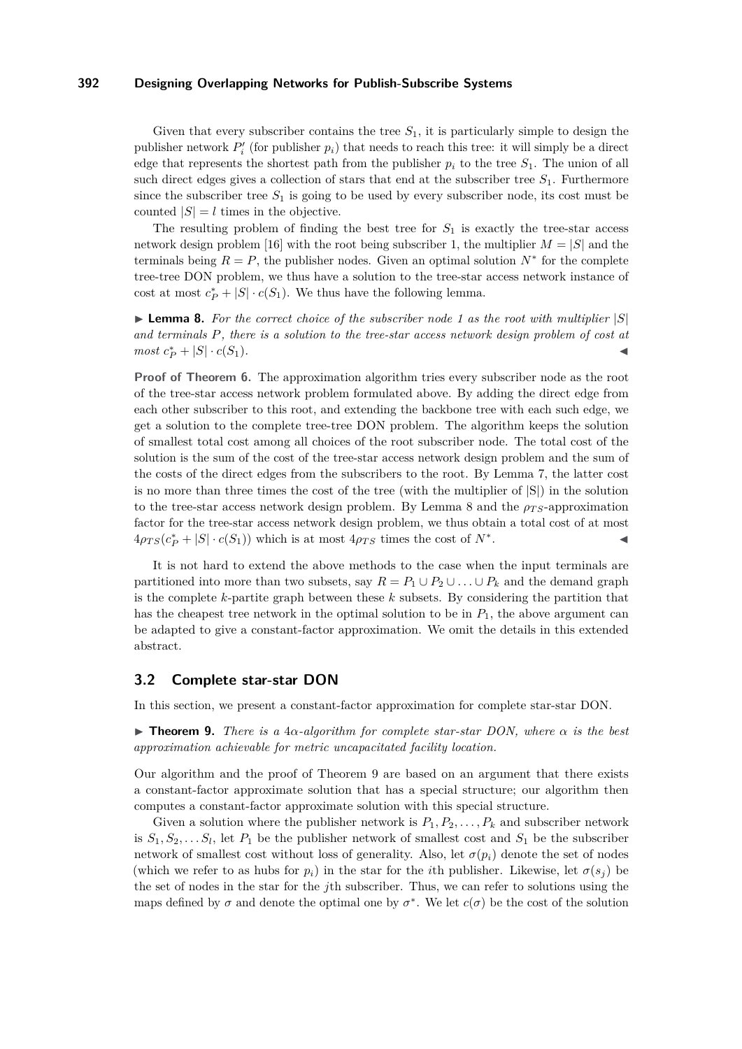Given that every subscriber contains the tree $S_1$, it is particularly simple to design the publisher network $P'_i$ (for publisher $p_i$) that needs to reach this tree: it will simply be a direct edge that represents the shortest path from the publisher $p_i$ to the tree $S_1$. The union of all such direct edges gives a collection of stars that end at the subscriber tree $S_1$. Furthermore since the subscriber tree $S_1$ is going to be used by every subscriber node, its cost must be counted $|S| = l$ times in the objective.

The resulting problem of finding the best tree for $S_1$ is exactly the tree-star access network design problem [16] with the root being subscriber 1, the multiplier $M = |S|$ and the terminals being $R = P$, the publisher nodes. Given an optimal solution $N^*$ for the complete tree-tree DON problem, we thus have a solution to the tree-star access network instance of cost at most $c_P^* + |S| \cdot c(S_1)$. We thus have the following lemma.

▶ **Lemma 8.** *For the correct choice of the subscriber node 1 as the root with multiplier $|S|$ and terminals $P$, there is a solution to the tree-star access network design problem of cost at most $c_P^* + |S| \cdot c(S_1)$.* ◀

**Proof of Theorem 6.** The approximation algorithm tries every subscriber node as the root of the tree-star access network problem formulated above. By adding the direct edge from each other subscriber to this root, and extending the backbone tree with each such edge, we get a solution to the complete tree-tree DON problem. The algorithm keeps the solution of smallest total cost among all choices of the root subscriber node. The total cost of the solution is the sum of the cost of the tree-star access network design problem and the sum of the costs of the direct edges from the subscribers to the root. By Lemma 7, the latter cost is no more than three times the cost of the tree (with the multiplier of |S|) in the solution to the tree-star access network design problem. By Lemma 8 and the $\rho_{TS}$-approximation factor for the tree-star access network design problem, we thus obtain a total cost of at most $4\rho_{TS}(c_P^* + |S| \cdot c(S_1))$ which is at most $4\rho_{TS}$ times the cost of $N^*$. ◀

It is not hard to extend the above methods to the case when the input terminals are partitioned into more than two subsets, say $R = P_1 \cup P_2 \cup \ldots \cup P_k$ and the demand graph is the complete $k$-partite graph between these $k$ subsets. By considering the partition that has the cheapest tree network in the optimal solution to be in $P_1$, the above argument can be adapted to give a constant-factor approximation. We omit the details in this extended abstract.

## 3.2 Complete star-star DON

In this section, we present a constant-factor approximation for complete star-star DON.

▶ **Theorem 9.** *There is a $4\alpha$-algorithm for complete star-star DON, where $\alpha$ is the best approximation achievable for metric uncapacitated facility location.*

Our algorithm and the proof of Theorem 9 are based on an argument that there exists a constant-factor approximate solution that has a special structure; our algorithm then computes a constant-factor approximate solution with this special structure.

Given a solution where the publisher network is $P_1, P_2, \ldots, P_k$ and subscriber network is $S_1, S_2, \ldots S_l$, let $P_1$ be the publisher network of smallest cost and $S_1$ be the subscriber network of smallest cost without loss of generality. Also, let $\sigma(p_i)$ denote the set of nodes (which we refer to as hubs for $p_i$) in the star for the $i$th publisher. Likewise, let $\sigma(s_j)$ be the set of nodes in the star for the $j$th subscriber. Thus, we can refer to solutions using the maps defined by $\sigma$ and denote the optimal one by $\sigma^*$. We let $c(\sigma)$ be the cost of the solution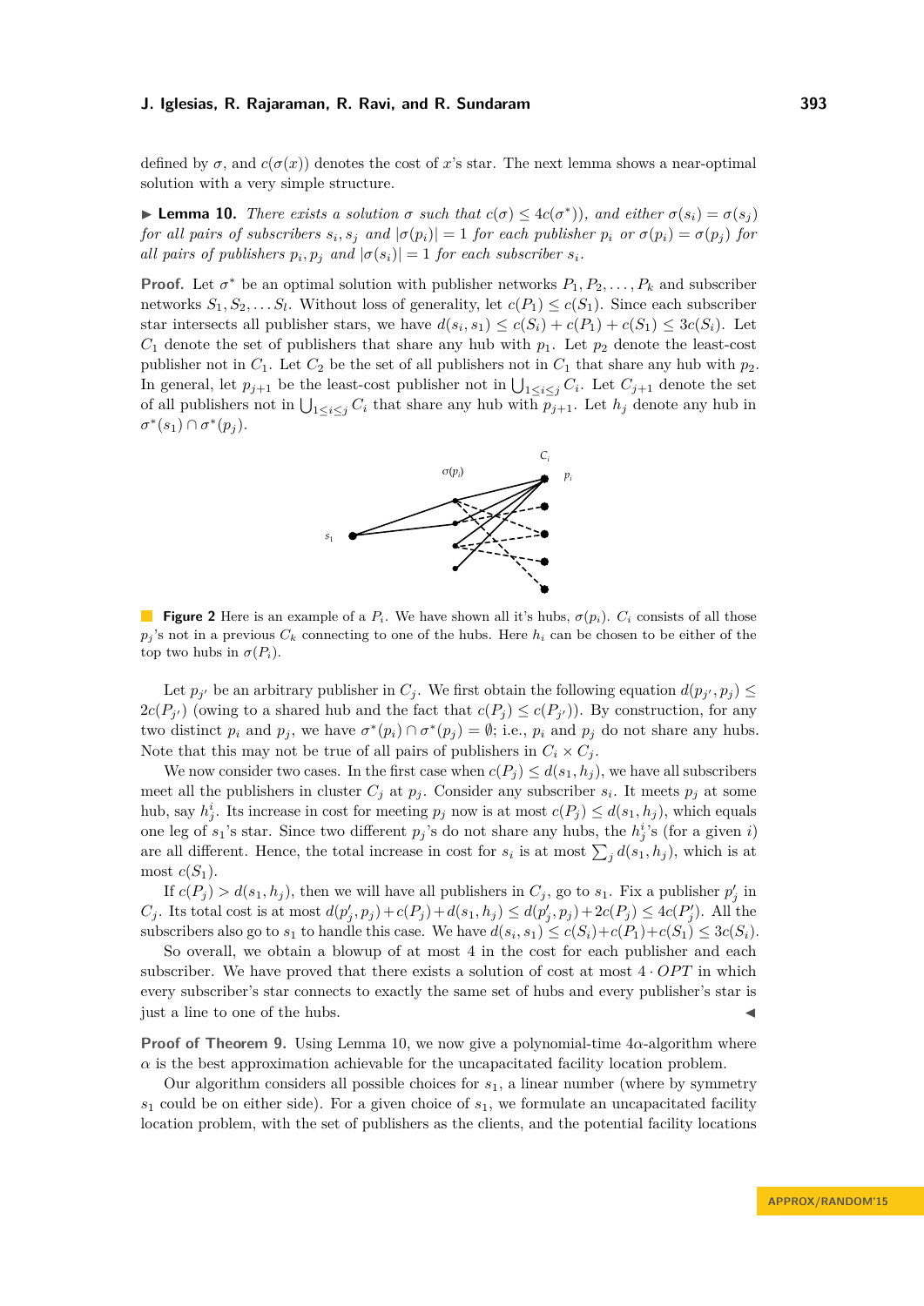defined by $\sigma$, and $c(\sigma(x))$ denotes the cost of $x$'s star. The next lemma shows a near-optimal solution with a very simple structure.

▶ **Lemma 10.** *There exists a solution $\sigma$ such that $c(\sigma) \leq 4c(\sigma^*)$, and either $\sigma(s_i) = \sigma(s_j)$ for all pairs of subscribers $s_i, s_j$ and $|\sigma(p_i)| = 1$ for each publisher $p_i$ or $\sigma(p_i) = \sigma(p_j)$ for all pairs of publishers $p_i, p_j$ and $|\sigma(s_i)| = 1$ for each subscriber $s_i$.*

**Proof.** Let $\sigma^*$ be an optimal solution with publisher networks $P_1, P_2, \ldots, P_k$ and subscriber networks $S_1, S_2, \ldots S_l$. Without loss of generality, let $c(P_1) \leq c(S_1)$. Since each subscriber star intersects all publisher stars, we have $d(s_i, s_1) \leq c(S_i) + c(P_1) + c(S_1) \leq 3c(S_i)$. Let $C_1$ denote the set of publishers that share any hub with $p_1$. Let $p_2$ denote the least-cost publisher not in $C_1$. Let $C_2$ be the set of all publishers not in $C_1$ that share any hub with $p_2$. In general, let $p_{j+1}$ be the least-cost publisher not in $\bigcup_{1 \leq i \leq j} C_i$. Let $C_{j+1}$ denote the set of all publishers not in $\bigcup_{1 \leq i \leq j} C_i$ that share any hub with $p_{j+1}$. Let $h_j$ denote any hub in $\sigma^*(s_1) \cap \sigma^*(p_j)$.

**Figure 2** Here is an example of a $P_i$. We have shown all it's hubs, $\sigma(p_i)$. $C_i$ consists of all those $p_j$'s not in a previous $C_k$ connecting to one of the hubs. Here $h_i$ can be chosen to be either of the top two hubs in $\sigma(P_i)$.

Let $p_{j'}$ be an arbitrary publisher in $C_j$. We first obtain the following equation $d(p_{j'}, p_j) \leq 2c(P_{j'})$ (owing to a shared hub and the fact that $c(P_j) \leq c(P_{j'})$). By construction, for any two distinct $p_i$ and $p_j$, we have $\sigma^*(p_i) \cap \sigma^*(p_j) = \emptyset$; i.e., $p_i$ and $p_j$ do not share any hubs. Note that this may not be true of all pairs of publishers in $C_i \times C_j$.

We now consider two cases. In the first case when $c(P_j) \leq d(s_1, h_j)$, we have all subscribers meet all the publishers in cluster $C_j$ at $p_j$. Consider any subscriber $s_i$. It meets $p_j$ at some hub, say $h_j^i$. Its increase in cost for meeting $p_j$ now is at most $c(P_j) \leq d(s_1, h_j)$, which equals one leg of $s_1$'s star. Since two different $p_j$'s do not share any hubs, the $h_j^i$'s (for a given $i$) are all different. Hence, the total increase in cost for $s_i$ is at most $\sum_j d(s_1, h_j)$, which is at most $c(S_1)$.

If $c(P_j) > d(s_1, h_j)$, then we will have all publishers in $C_j$, go to $s_1$. Fix a publisher $p_j'$ in $C_j$. Its total cost is at most $d(p_j', p_j) + c(P_j) + d(s_1, h_j) \leq d(p_j', p_j) + 2c(P_j) \leq 4c(P_j')$. All the subscribers also go to $s_1$ to handle this case. We have $d(s_i, s_1) \leq c(S_i) + c(P_1) + c(S_1) \leq 3c(S_i)$.

So overall, we obtain a blowup of at most 4 in the cost for each publisher and each subscriber. We have proved that there exists a solution of cost at most $4 \cdot OPT$ in which every subscriber's star connects to exactly the same set of hubs and every publisher's star is just a line to one of the hubs. ◀

**Proof of Theorem 9.** Using Lemma 10, we now give a polynomial-time $4\alpha$-algorithm where $\alpha$ is the best approximation achievable for the uncapacitated facility location problem.

Our algorithm considers all possible choices for $s_1$, a linear number (where by symmetry $s_1$ could be on either side). For a given choice of $s_1$, we formulate an uncapacitated facility location problem, with the set of publishers as the clients, and the potential facility locations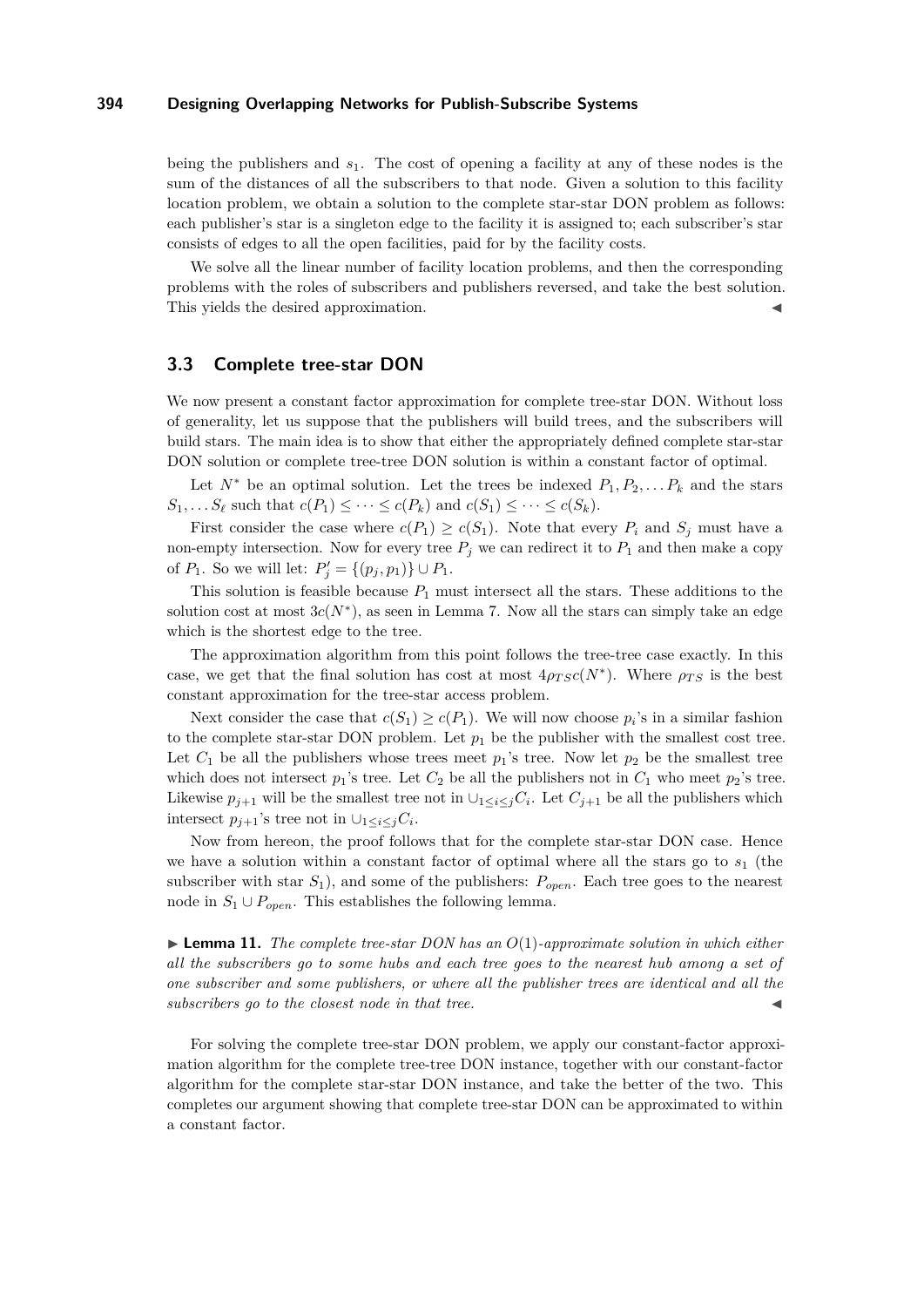being the publishers and $s_1$. The cost of opening a facility at any of these nodes is the sum of the distances of all the subscribers to that node. Given a solution to this facility location problem, we obtain a solution to the complete star-star DON problem as follows: each publisher's star is a singleton edge to the facility it is assigned to; each subscriber's star consists of edges to all the open facilities, paid for by the facility costs.

We solve all the linear number of facility location problems, and then the corresponding problems with the roles of subscribers and publishers reversed, and take the best solution. This yields the desired approximation. ◀

## 3.3 Complete tree-star DON

We now present a constant factor approximation for complete tree-star DON. Without loss of generality, let us suppose that the publishers will build trees, and the subscribers will build stars. The main idea is to show that either the appropriately defined complete star-star DON solution or complete tree-tree DON solution is within a constant factor of optimal.

Let $N^*$ be an optimal solution. Let the trees be indexed $P_1, P_2, \dots P_k$ and the stars $S_1, \dots S_\ell$ such that $c(P_1) \leq \dots \leq c(P_k)$ and $c(S_1) \leq \dots \leq c(S_k)$.

First consider the case where $c(P_1) \geq c(S_1)$. Note that every $P_i$ and $S_j$ must have a non-empty intersection. Now for every tree $P_j$ we can redirect it to $P_1$ and then make a copy of $P_1$. So we will let: $P_j' = \{(p_j, p_1)\} \cup P_1$.

This solution is feasible because $P_1$ must intersect all the stars. These additions to the solution cost at most $3c(N^*)$, as seen in Lemma 7. Now all the stars can simply take an edge which is the shortest edge to the tree.

The approximation algorithm from this point follows the tree-tree case exactly. In this case, we get that the final solution has cost at most $4\rho_{TS}c(N^*)$. Where $\rho_{TS}$ is the best constant approximation for the tree-star access problem.

Next consider the case that $c(S_1) \geq c(P_1)$. We will now choose $p_i$'s in a similar fashion to the complete star-star DON problem. Let $p_1$ be the publisher with the smallest cost tree. Let $C_1$ be all the publishers whose trees meet $p_1$'s tree. Now let $p_2$ be the smallest tree which does not intersect $p_1$'s tree. Let $C_2$ be all the publishers not in $C_1$ who meet $p_2$'s tree. Likewise $p_{j+1}$ will be the smallest tree not in $\cup_{1 \leq i \leq j} C_i$. Let $C_{j+1}$ be all the publishers which intersect $p_{j+1}$'s tree not in $\cup_{1 \leq i \leq j} C_i$.

Now from hereon, the proof follows that for the complete star-star DON case. Hence we have a solution within a constant factor of optimal where all the stars go to $s_1$ (the subscriber with star $S_1$), and some of the publishers: $P_{open}$. Each tree goes to the nearest node in $S_1 \cup P_{open}$. This establishes the following lemma.

▶ **Lemma 11.** *The complete tree-star DON has an $O(1)$-approximate solution in which either all the subscribers go to some hubs and each tree goes to the nearest hub among a set of one subscriber and some publishers, or where all the publisher trees are identical and all the subscribers go to the closest node in that tree.* ◀

For solving the complete tree-star DON problem, we apply our constant-factor approximation algorithm for the complete tree-tree DON instance, together with our constant-factor algorithm for the complete star-star DON instance, and take the better of the two. This completes our argument showing that complete tree-star DON can be approximated to within a constant factor.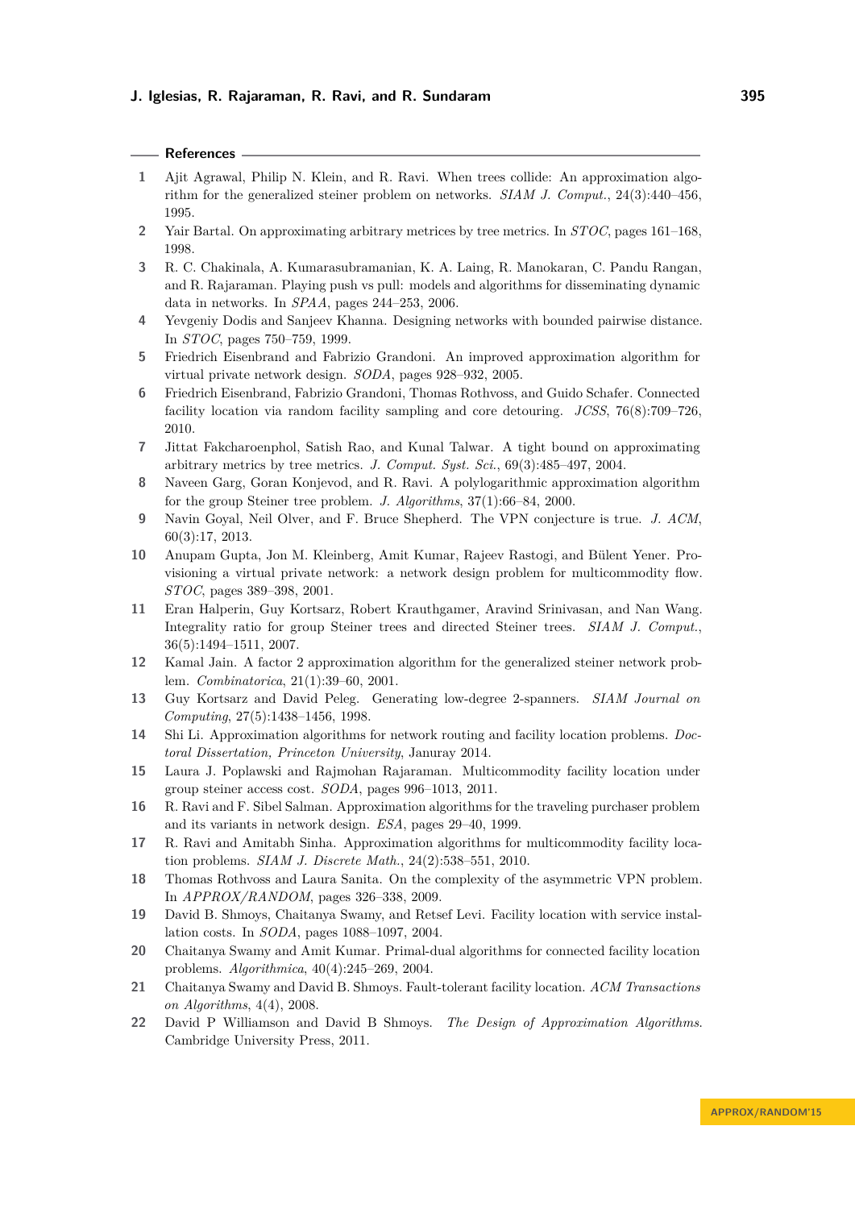## References

1. Ajit Agrawal, Philip N. Klein, and R. Ravi. When trees collide: An approximation algorithm for the generalized steiner problem on networks. *SIAM J. Comput.*, 24(3):440–456, 1995.
2. Yair Bartal. On approximating arbitrary metrices by tree metrics. In *STOC*, pages 161–168, 1998.
3. R. C. Chakinala, A. Kumarasubramanian, K. A. Laing, R. Manokaran, C. Pandu Rangan, and R. Rajaraman. Playing push vs pull: models and algorithms for disseminating dynamic data in networks. In *SPAA*, pages 244–253, 2006.
4. Yevgeniy Dodis and Sanjeev Khanna. Designing networks with bounded pairwise distance. In *STOC*, pages 750–759, 1999.
5. Friedrich Eisenbrand and Fabrizio Grandoni. An improved approximation algorithm for virtual private network design. *SODA*, pages 928–932, 2005.
6. Friedrich Eisenbrand, Fabrizio Grandoni, Thomas Rothvoss, and Guido Schafer. Connected facility location via random facility sampling and core detouring. *JCSS*, 76(8):709–726, 2010.
7. Jittat Fakcharoenphol, Satish Rao, and Kunal Talwar. A tight bound on approximating arbitrary metrics by tree metrics. *J. Comput. Syst. Sci.*, 69(3):485–497, 2004.
8. Naveen Garg, Goran Konjevod, and R. Ravi. A polylogarithmic approximation algorithm for the group Steiner tree problem. *J. Algorithms*, 37(1):66–84, 2000.
9. Navin Goyal, Neil Olver, and F. Bruce Shepherd. The VPN conjecture is true. *J. ACM*, 60(3):17, 2013.
10. Anupam Gupta, Jon M. Kleinberg, Amit Kumar, Rajeev Rastogi, and Bülent Yener. Provisioning a virtual private network: a network design problem for multicommodity flow. *STOC*, pages 389–398, 2001.
11. Eran Halperin, Guy Kortsarz, Robert Krauthgamer, Aravind Srinivasan, and Nan Wang. Integrality ratio for group Steiner trees and directed Steiner trees. *SIAM J. Comput.*, 36(5):1494–1511, 2007.
12. Kamal Jain. A factor 2 approximation algorithm for the generalized steiner network problem. *Combinatorica*, 21(1):39–60, 2001.
13. Guy Kortsarz and David Peleg. Generating low-degree 2-spanners. *SIAM Journal on Computing*, 27(5):1438–1456, 1998.
14. Shi Li. Approximation algorithms for network routing and facility location problems. *Doctoral Dissertation, Princeton University*, Januray 2014.
15. Laura J. Poplawski and Rajmohan Rajaraman. Multicommodity facility location under group steiner access cost. *SODA*, pages 996–1013, 2011.
16. R. Ravi and F. Sibel Salman. Approximation algorithms for the traveling purchaser problem and its variants in network design. *ESA*, pages 29–40, 1999.
17. R. Ravi and Amitabh Sinha. Approximation algorithms for multicommodity facility location problems. *SIAM J. Discrete Math.*, 24(2):538–551, 2010.
18. Thomas Rothvoss and Laura Sanita. On the complexity of the asymmetric VPN problem. In *APPROX/RANDOM*, pages 326–338, 2009.
19. David B. Shmoys, Chaitanya Swamy, and Retsef Levi. Facility location with service installation costs. In *SODA*, pages 1088–1097, 2004.
20. Chaitanya Swamy and Amit Kumar. Primal-dual algorithms for connected facility location problems. *Algorithmica*, 40(4):245–269, 2004.
21. Chaitanya Swamy and David B. Shmoys. Fault-tolerant facility location. *ACM Transactions on Algorithms*, 4(4), 2008.
22. David P Williamson and David B Shmoys. *The Design of Approximation Algorithms*. Cambridge University Press, 2011.